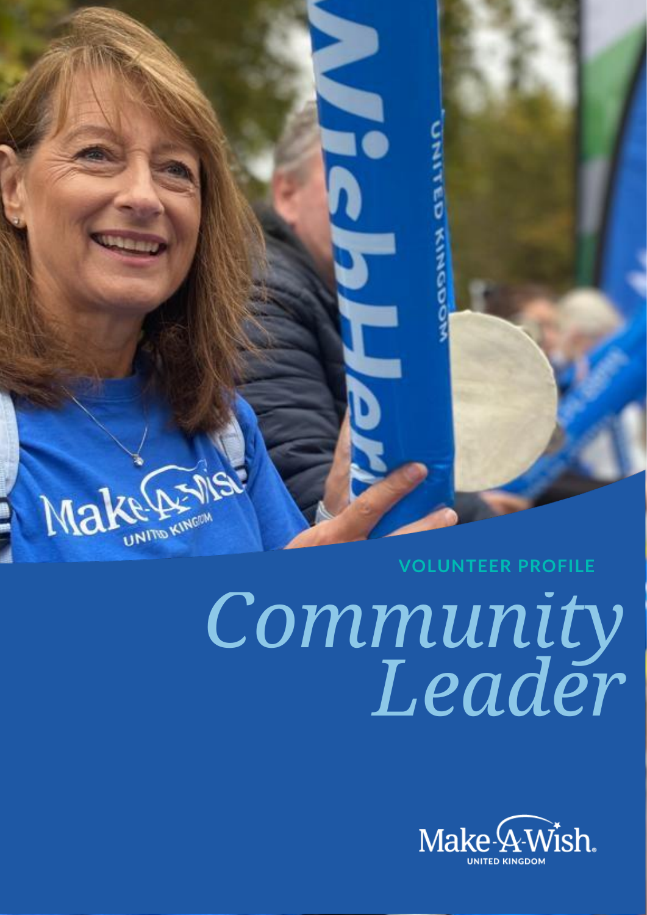VOLUNTEER PROFILE

# Community Leader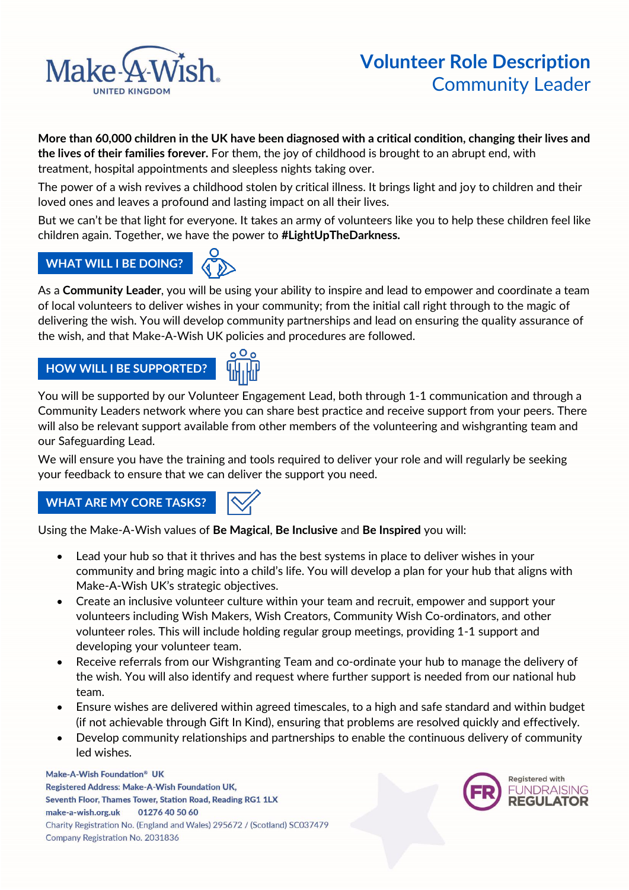# Volunteer Role Description
## Community Leader

**More than 60,000 children in the UK have been diagnosed with a critical condition, changing their lives and the lives of their families forever.** For them, the joy of childhood is brought to an abrupt end, with treatment, hospital appointments and sleepless nights taking over.

The power of a wish revives a childhood stolen by critical illness. It brings light and joy to children and their loved ones and leaves a profound and lasting impact on all their lives.

But we can't be that light for everyone. It takes an army of volunteers like you to help these children feel like children again. Together, we have the power to **#LightUpTheDarkness.**

### WHAT WILL I BE DOING?

As a **Community Leader**, you will be using your ability to inspire and lead to empower and coordinate a team of local volunteers to deliver wishes in your community; from the initial call right through to the magic of delivering the wish. You will develop community partnerships and lead on ensuring the quality assurance of the wish, and that Make-A-Wish UK policies and procedures are followed.

### HOW WILL I BE SUPPORTED?

You will be supported by our Volunteer Engagement Lead, both through 1-1 communication and through a Community Leaders network where you can share best practice and receive support from your peers. There will also be relevant support available from other members of the volunteering and wishgranting team and our Safeguarding Lead.

We will ensure you have the training and tools required to deliver your role and will regularly be seeking your feedback to ensure that we can deliver the support you need.

### WHAT ARE MY CORE TASKS?

Using the Make-A-Wish values of **Be Magical**, **Be Inclusive** and **Be Inspired** you will:

- Lead your hub so that it thrives and has the best systems in place to deliver wishes in your community and bring magic into a child's life. You will develop a plan for your hub that aligns with Make-A-Wish UK's strategic objectives.
- Create an inclusive volunteer culture within your team and recruit, empower and support your volunteers including Wish Makers, Wish Creators, Community Wish Co-ordinators, and other volunteer roles. This will include holding regular group meetings, providing 1-1 support and developing your volunteer team.
- Receive referrals from our Wishgranting Team and co-ordinate your hub to manage the delivery of the wish. You will also identify and request where further support is needed from our national hub team.
- Ensure wishes are delivered within agreed timescales, to a high and safe standard and within budget (if not achievable through Gift In Kind), ensuring that problems are resolved quickly and effectively.
- Develop community relationships and partnerships to enable the continuous delivery of community led wishes.

Make-A-Wish Foundation® UK
Registered Address: Make-A-Wish Foundation UK,
Seventh Floor, Thames Tower, Station Road, Reading RG1 1LX
make-a-wish.org.uk 01276 40 50 60
Charity Registration No. (England and Wales) 295672 / (Scotland) SC037479
Company Registration No. 2031836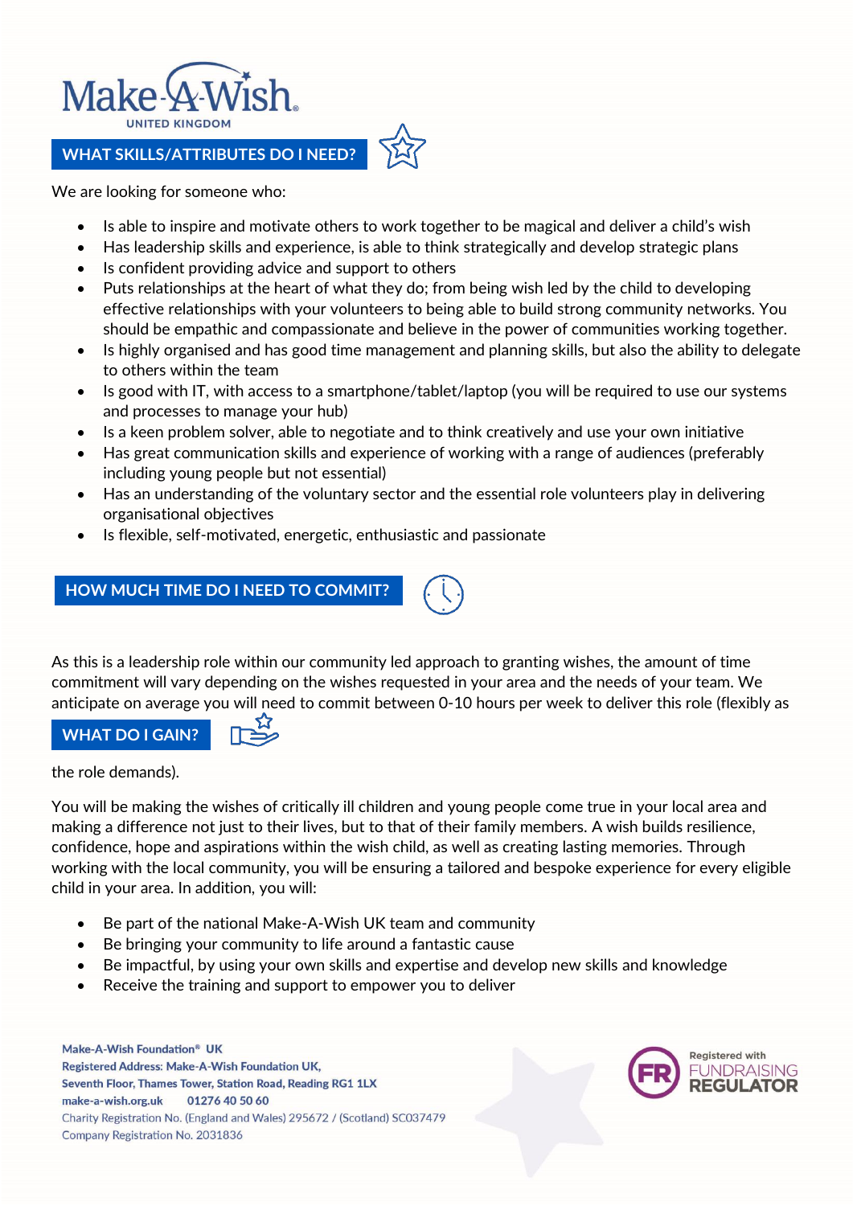## WHAT SKILLS/ATTRIBUTES DO I NEED?

We are looking for someone who:

- Is able to inspire and motivate others to work together to be magical and deliver a child's wish
- Has leadership skills and experience, is able to think strategically and develop strategic plans
- Is confident providing advice and support to others
- Puts relationships at the heart of what they do; from being wish led by the child to developing effective relationships with your volunteers to being able to build strong community networks. You should be empathic and compassionate and believe in the power of communities working together.
- Is highly organised and has good time management and planning skills, but also the ability to delegate to others within the team
- Is good with IT, with access to a smartphone/tablet/laptop (you will be required to use our systems and processes to manage your hub)
- Is a keen problem solver, able to negotiate and to think creatively and use your own initiative
- Has great communication skills and experience of working with a range of audiences (preferably including young people but not essential)
- Has an understanding of the voluntary sector and the essential role volunteers play in delivering organisational objectives
- Is flexible, self-motivated, energetic, enthusiastic and passionate

## HOW MUCH TIME DO I NEED TO COMMIT?

As this is a leadership role within our community led approach to granting wishes, the amount of time commitment will vary depending on the wishes requested in your area and the needs of your team. We anticipate on average you will need to commit between 0-10 hours per week to deliver this role (flexibly as the role demands).

## WHAT DO I GAIN?

You will be making the wishes of critically ill children and young people come true in your local area and making a difference not just to their lives, but to that of their family members. A wish builds resilience, confidence, hope and aspirations within the wish child, as well as creating lasting memories. Through working with the local community, you will be ensuring a tailored and bespoke experience for every eligible child in your area. In addition, you will:

- Be part of the national Make-A-Wish UK team and community
- Be bringing your community to life around a fantastic cause
- Be impactful, by using your own skills and expertise and develop new skills and knowledge
- Receive the training and support to empower you to deliver

**Make-A-Wish Foundation® UK**
**Registered Address: Make-A-Wish Foundation UK,**
**Seventh Floor, Thames Tower, Station Road, Reading RG1 1LX**
**make-a-wish.org.uk 01276 40 50 60**
Charity Registration No. (England and Wales) 295672 / (Scotland) SC037479
Company Registration No. 2031836

Registered with FUNDRAISING REGULATOR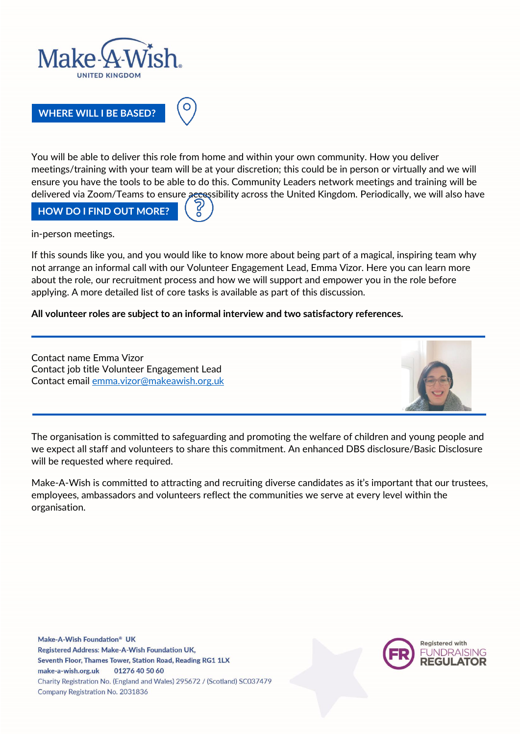## WHERE WILL I BE BASED?

You will be able to deliver this role from home and within your own community. How you deliver meetings/training with your team will be at your discretion; this could be in person or virtually and we will ensure you have the tools to be able to do this. Community Leaders network meetings and training will be delivered via Zoom/Teams to ensure accessibility across the United Kingdom. Periodically, we will also have in-person meetings.

## HOW DO I FIND OUT MORE?

If this sounds like you, and you would like to know more about being part of a magical, inspiring team why not arrange an informal call with our Volunteer Engagement Lead, Emma Vizor. Here you can learn more about the role, our recruitment process and how we will support and empower you in the role before applying. A more detailed list of core tasks is available as part of this discussion.

**All volunteer roles are subject to an informal interview and two satisfactory references.**

---

Contact name Emma Vizor
Contact job title Volunteer Engagement Lead
Contact email emma.vizor@makeawish.org.uk

---

The organisation is committed to safeguarding and promoting the welfare of children and young people and we expect all staff and volunteers to share this commitment. An enhanced DBS disclosure/Basic Disclosure will be requested where required.

Make-A-Wish is committed to attracting and recruiting diverse candidates as it's important that our trustees, employees, ambassadors and volunteers reflect the communities we serve at every level within the organisation.

Make-A-Wish Foundation® UK
Registered Address: Make-A-Wish Foundation UK,
Seventh Floor, Thames Tower, Station Road, Reading RG1 1LX
make-a-wish.org.uk 01276 40 50 60
Charity Registration No. (England and Wales) 295672 / (Scotland) SC037479
Company Registration No. 2031836

Registered with FUNDRAISING REGULATOR